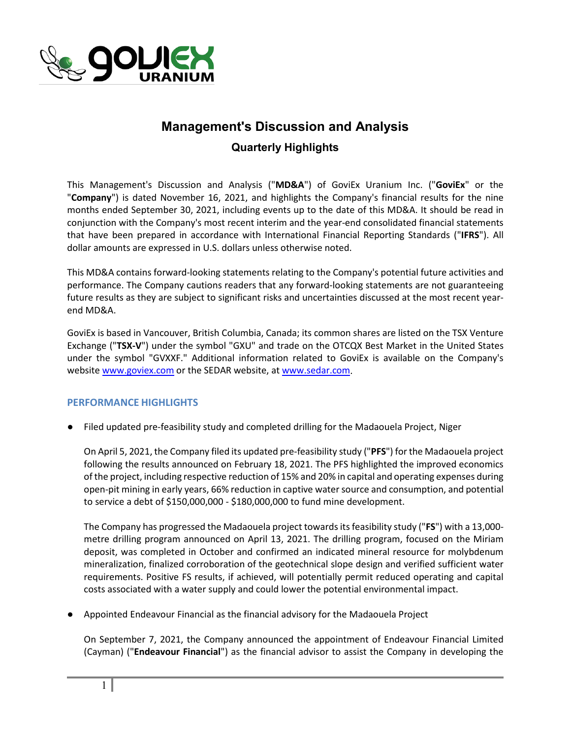# Management's Discussion and Analysis

## Quarterly Highlights

This Management's Discussion and Analysis ("**MD&A**") of GoviEx Uranium Inc. ("**GoviEx**" or the "**Company**") is dated November 16, 2021, and highlights the Company's financial results for the nine months ended September 30, 2021, including events up to the date of this MD&A. It should be read in conjunction with the Company's most recent interim and the year-end consolidated financial statements that have been prepared in accordance with International Financial Reporting Standards ("**IFRS**"). All dollar amounts are expressed in U.S. dollars unless otherwise noted.

This MD&A contains forward-looking statements relating to the Company's potential future activities and performance. The Company cautions readers that any forward-looking statements are not guaranteeing future results as they are subject to significant risks and uncertainties discussed at the most recent year-end MD&A.

GoviEx is based in Vancouver, British Columbia, Canada; its common shares are listed on the TSX Venture Exchange ("**TSX-V**") under the symbol "GXU" and trade on the OTCQX Best Market in the United States under the symbol "GVXXF." Additional information related to GoviEx is available on the Company's website www.goviex.com or the SEDAR website, at www.sedar.com.

### PERFORMANCE HIGHLIGHTS

- Filed updated pre-feasibility study and completed drilling for the Madaouela Project, Niger

  On April 5, 2021, the Company filed its updated pre-feasibility study ("**PFS**") for the Madaouela project following the results announced on February 18, 2021. The PFS highlighted the improved economics of the project, including respective reduction of 15% and 20% in capital and operating expenses during open-pit mining in early years, 66% reduction in captive water source and consumption, and potential to service a debt of $150,000,000 - $180,000,000 to fund mine development.

  The Company has progressed the Madaouela project towards its feasibility study ("**FS**") with a 13,000-metre drilling program announced on April 13, 2021. The drilling program, focused on the Miriam deposit, was completed in October and confirmed an indicated mineral resource for molybdenum mineralization, finalized corroboration of the geotechnical slope design and verified sufficient water requirements. Positive FS results, if achieved, will potentially permit reduced operating and capital costs associated with a water supply and could lower the potential environmental impact.

- Appointed Endeavour Financial as the financial advisory for the Madaouela Project

  On September 7, 2021, the Company announced the appointment of Endeavour Financial Limited (Cayman) ("**Endeavour Financial**") as the financial advisor to assist the Company in developing the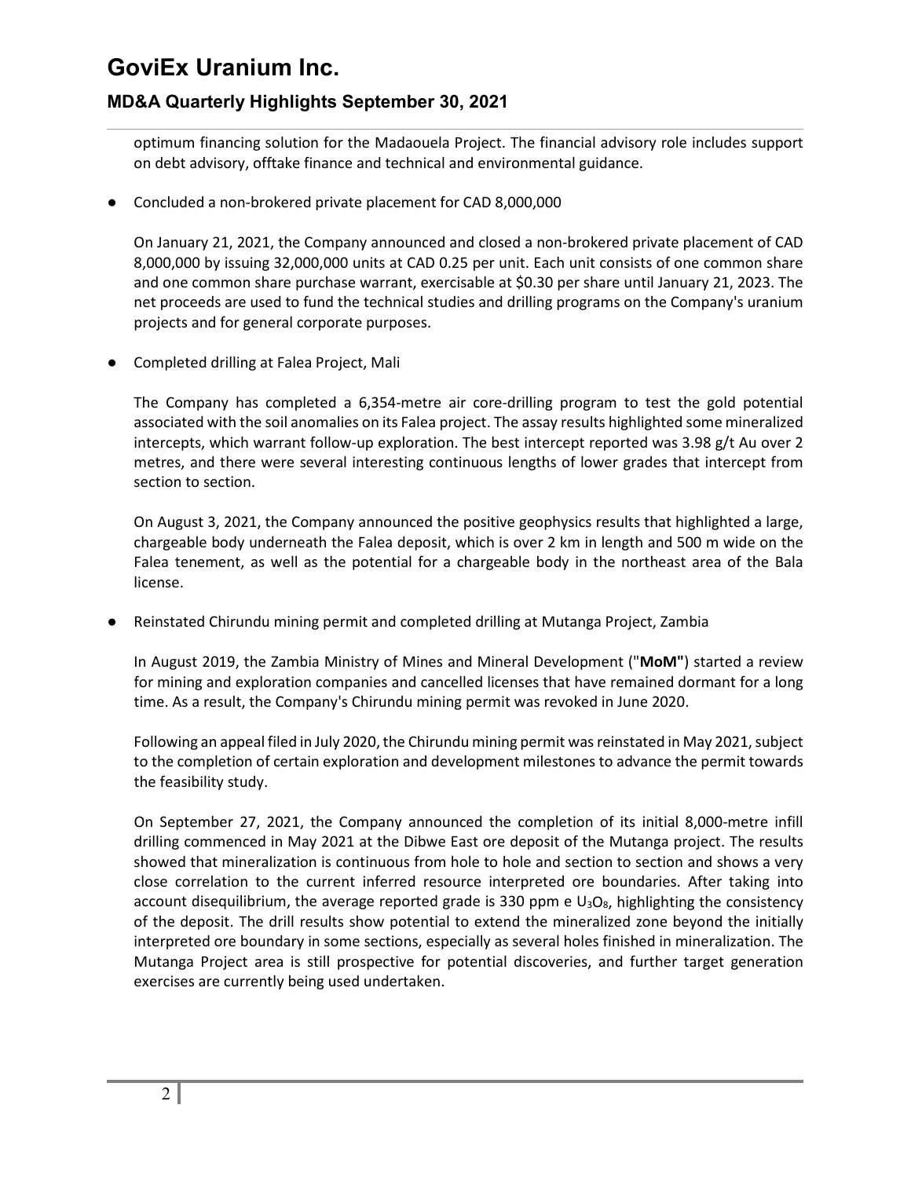optimum financing solution for the Madaouela Project. The financial advisory role includes support on debt advisory, offtake finance and technical and environmental guidance.

- Concluded a non-brokered private placement for CAD 8,000,000

  On January 21, 2021, the Company announced and closed a non-brokered private placement of CAD 8,000,000 by issuing 32,000,000 units at CAD 0.25 per unit. Each unit consists of one common share and one common share purchase warrant, exercisable at $0.30 per share until January 21, 2023. The net proceeds are used to fund the technical studies and drilling programs on the Company's uranium projects and for general corporate purposes.

- Completed drilling at Falea Project, Mali

  The Company has completed a 6,354-metre air core-drilling program to test the gold potential associated with the soil anomalies on its Falea project. The assay results highlighted some mineralized intercepts, which warrant follow-up exploration. The best intercept reported was 3.98 g/t Au over 2 metres, and there were several interesting continuous lengths of lower grades that intercept from section to section.

  On August 3, 2021, the Company announced the positive geophysics results that highlighted a large, chargeable body underneath the Falea deposit, which is over 2 km in length and 500 m wide on the Falea tenement, as well as the potential for a chargeable body in the northeast area of the Bala license.

- Reinstated Chirundu mining permit and completed drilling at Mutanga Project, Zambia

  In August 2019, the Zambia Ministry of Mines and Mineral Development ("**MoM**") started a review for mining and exploration companies and cancelled licenses that have remained dormant for a long time. As a result, the Company's Chirundu mining permit was revoked in June 2020.

  Following an appeal filed in July 2020, the Chirundu mining permit was reinstated in May 2021, subject to the completion of certain exploration and development milestones to advance the permit towards the feasibility study.

  On September 27, 2021, the Company announced the completion of its initial 8,000-metre infill drilling commenced in May 2021 at the Dibwe East ore deposit of the Mutanga project. The results showed that mineralization is continuous from hole to hole and section to section and shows a very close correlation to the current inferred resource interpreted ore boundaries. After taking into account disequilibrium, the average reported grade is 330 ppm e $U_3O_8$, highlighting the consistency of the deposit. The drill results show potential to extend the mineralized zone beyond the initially interpreted ore boundary in some sections, especially as several holes finished in mineralization. The Mutanga Project area is still prospective for potential discoveries, and further target generation exercises are currently being used undertaken.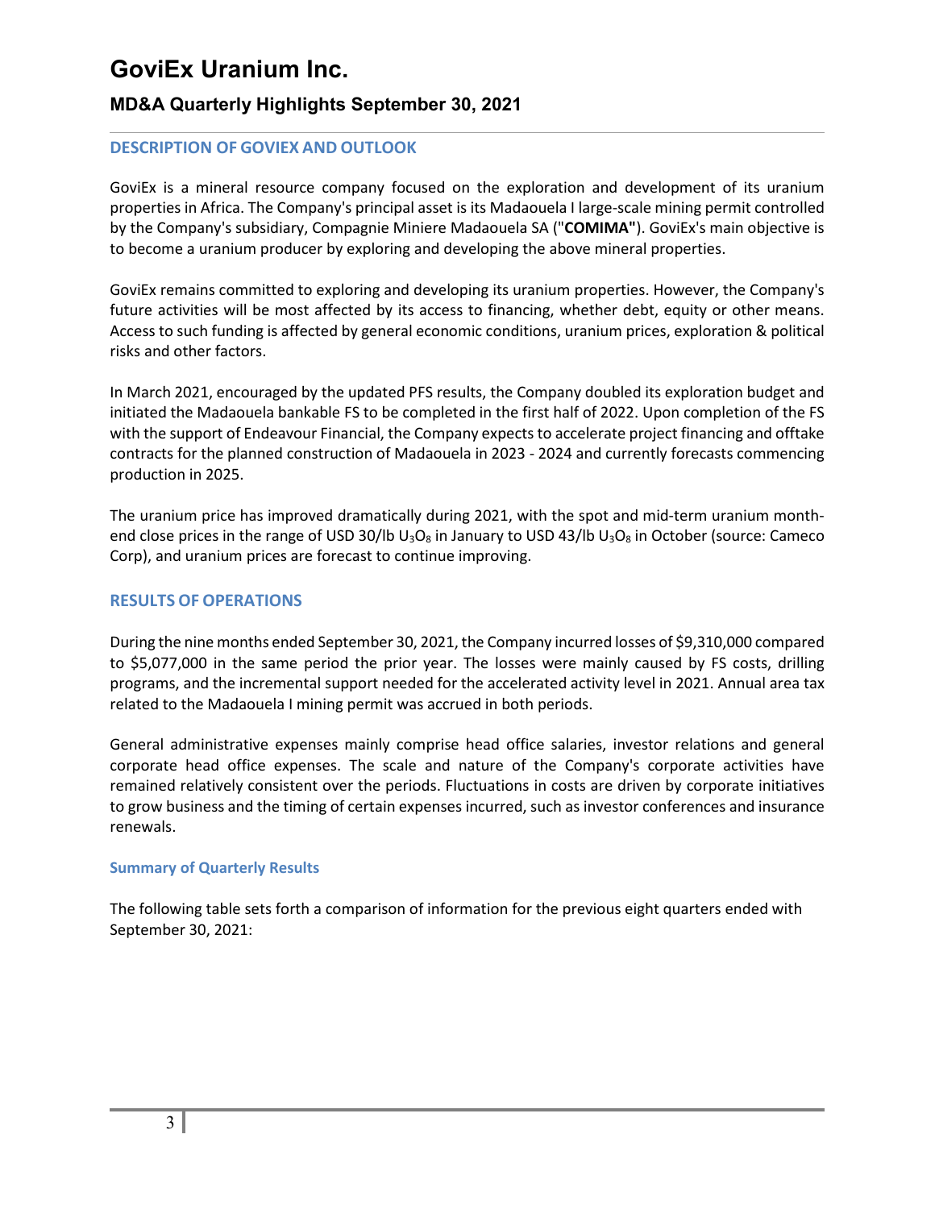# GoviEx Uranium Inc.

## MD&A Quarterly Highlights September 30, 2021

### DESCRIPTION OF GOVIEX AND OUTLOOK

GoviEx is a mineral resource company focused on the exploration and development of its uranium properties in Africa. The Company's principal asset is its Madaouela I large-scale mining permit controlled by the Company's subsidiary, Compagnie Miniere Madaouela SA ("**COMIMA"**). GoviEx's main objective is to become a uranium producer by exploring and developing the above mineral properties.

GoviEx remains committed to exploring and developing its uranium properties. However, the Company's future activities will be most affected by its access to financing, whether debt, equity or other means. Access to such funding is affected by general economic conditions, uranium prices, exploration & political risks and other factors.

In March 2021, encouraged by the updated PFS results, the Company doubled its exploration budget and initiated the Madaouela bankable FS to be completed in the first half of 2022. Upon completion of the FS with the support of Endeavour Financial, the Company expects to accelerate project financing and offtake contracts for the planned construction of Madaouela in 2023 - 2024 and currently forecasts commencing production in 2025.

The uranium price has improved dramatically during 2021, with the spot and mid-term uranium month-end close prices in the range of USD 30/lb $U_3O_8$ in January to USD 43/lb $U_3O_8$ in October (source: Cameco Corp), and uranium prices are forecast to continue improving.

### RESULTS OF OPERATIONS

During the nine months ended September 30, 2021, the Company incurred losses of $9,310,000 compared to $5,077,000 in the same period the prior year. The losses were mainly caused by FS costs, drilling programs, and the incremental support needed for the accelerated activity level in 2021. Annual area tax related to the Madaouela I mining permit was accrued in both periods.

General administrative expenses mainly comprise head office salaries, investor relations and general corporate head office expenses. The scale and nature of the Company's corporate activities have remained relatively consistent over the periods. Fluctuations in costs are driven by corporate initiatives to grow business and the timing of certain expenses incurred, such as investor conferences and insurance renewals.

#### Summary of Quarterly Results

The following table sets forth a comparison of information for the previous eight quarters ended with September 30, 2021: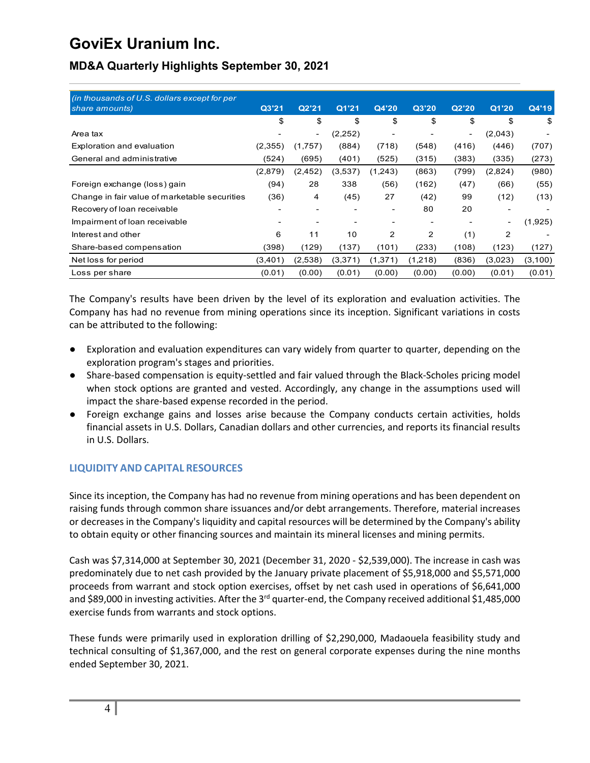# GoviEx Uranium Inc.

## MD&A Quarterly Highlights September 30, 2021

| *(in thousands of U.S. dollars except for per share amounts)* | Q3'21 | Q2'21 | Q1'21 | Q4'20 | Q3'20 | Q2'20 | Q1'20 | Q4'19 |
|---|---|---|---|---|---|---|---|---|
| | $ | $ | $ | $ | $ | $ | $ | $ |
| Area tax | - | - | (2,252) | - | - | - | (2,043) | - |
| Exploration and evaluation | (2,355) | (1,757) | (884) | (718) | (548) | (416) | (446) | (707) |
| General and administrative | (524) | (695) | (401) | (525) | (315) | (383) | (335) | (273) |
| | (2,879) | (2,452) | (3,537) | (1,243) | (863) | (799) | (2,824) | (980) |
| Foreign exchange (loss) gain | (94) | 28 | 338 | (56) | (162) | (47) | (66) | (55) |
| Change in fair value of marketable securities | (36) | 4 | (45) | 27 | (42) | 99 | (12) | (13) |
| Recovery of loan receivable | - | - | - | - | 80 | 20 | - | - |
| Impairment of loan receivable | - | - | - | - | - | - | - | (1,925) |
| Interest and other | 6 | 11 | 10 | 2 | 2 | (1) | 2 | - |
| Share-based compensation | (398) | (129) | (137) | (101) | (233) | (108) | (123) | (127) |
| Net loss for period | (3,401) | (2,538) | (3,371) | (1,371) | (1,218) | (836) | (3,023) | (3,100) |
| Loss per share | (0.01) | (0.00) | (0.01) | (0.00) | (0.00) | (0.00) | (0.01) | (0.01) |

The Company's results have been driven by the level of its exploration and evaluation activities. The Company has had no revenue from mining operations since its inception. Significant variations in costs can be attributed to the following:

- Exploration and evaluation expenditures can vary widely from quarter to quarter, depending on the exploration program's stages and priorities.
- Share-based compensation is equity-settled and fair valued through the Black-Scholes pricing model when stock options are granted and vested. Accordingly, any change in the assumptions used will impact the share-based expense recorded in the period.
- Foreign exchange gains and losses arise because the Company conducts certain activities, holds financial assets in U.S. Dollars, Canadian dollars and other currencies, and reports its financial results in U.S. Dollars.

## LIQUIDITY AND CAPITAL RESOURCES

Since its inception, the Company has had no revenue from mining operations and has been dependent on raising funds through common share issuances and/or debt arrangements. Therefore, material increases or decreases in the Company's liquidity and capital resources will be determined by the Company's ability to obtain equity or other financing sources and maintain its mineral licenses and mining permits.

Cash was $7,314,000 at September 30, 2021 (December 31, 2020 - $2,539,000). The increase in cash was predominately due to net cash provided by the January private placement of $5,918,000 and $5,571,000 proceeds from warrant and stock option exercises, offset by net cash used in operations of $6,641,000 and $89,000 in investing activities. After the 3rd quarter-end, the Company received additional $1,485,000 exercise funds from warrants and stock options.

These funds were primarily used in exploration drilling of $2,290,000, Madaouela feasibility study and technical consulting of $1,367,000, and the rest on general corporate expenses during the nine months ended September 30, 2021.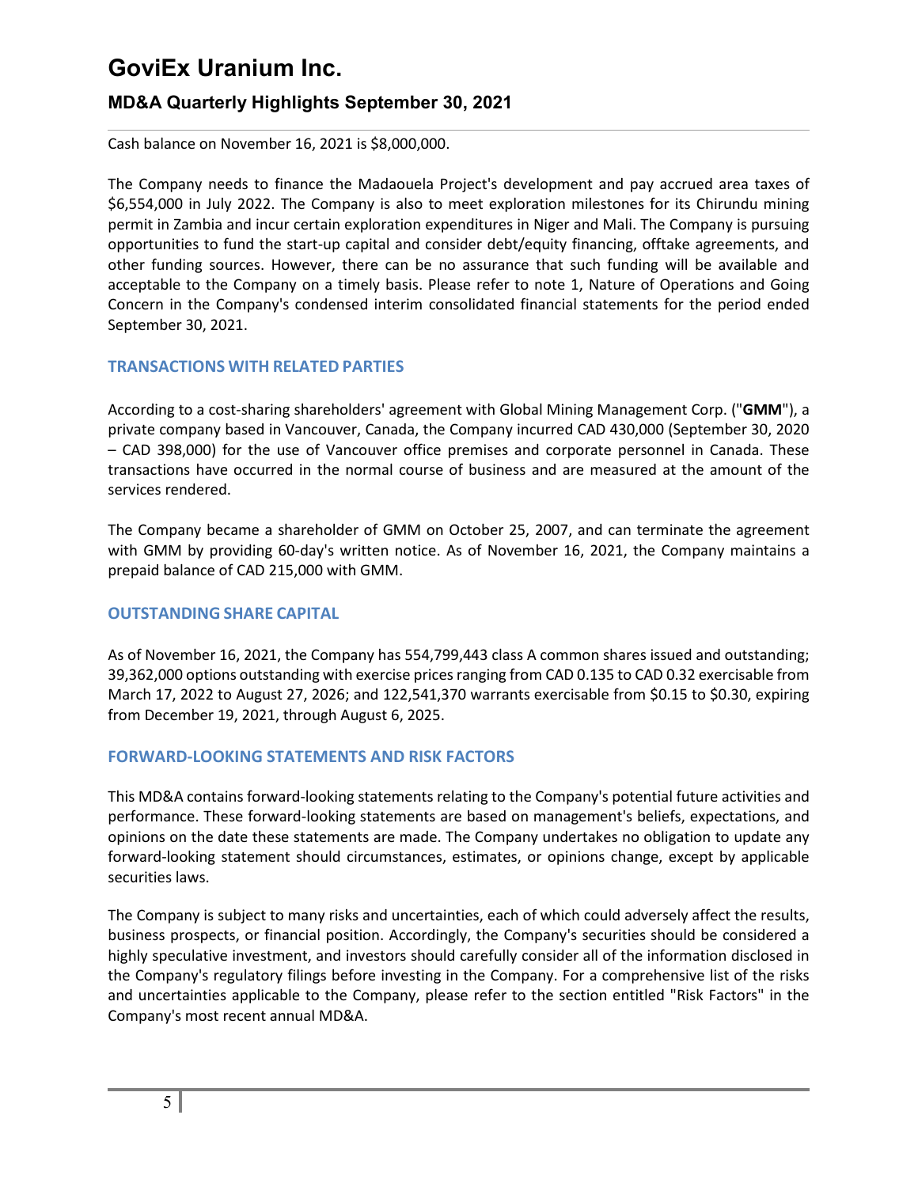Cash balance on November 16, 2021 is $8,000,000.

The Company needs to finance the Madaouela Project's development and pay accrued area taxes of $6,554,000 in July 2022. The Company is also to meet exploration milestones for its Chirundu mining permit in Zambia and incur certain exploration expenditures in Niger and Mali. The Company is pursuing opportunities to fund the start-up capital and consider debt/equity financing, offtake agreements, and other funding sources. However, there can be no assurance that such funding will be available and acceptable to the Company on a timely basis. Please refer to note 1, Nature of Operations and Going Concern in the Company's condensed interim consolidated financial statements for the period ended September 30, 2021.

## TRANSACTIONS WITH RELATED PARTIES

According to a cost-sharing shareholders' agreement with Global Mining Management Corp. ("**GMM**"), a private company based in Vancouver, Canada, the Company incurred CAD 430,000 (September 30, 2020 – CAD 398,000) for the use of Vancouver office premises and corporate personnel in Canada. These transactions have occurred in the normal course of business and are measured at the amount of the services rendered.

The Company became a shareholder of GMM on October 25, 2007, and can terminate the agreement with GMM by providing 60-day's written notice. As of November 16, 2021, the Company maintains a prepaid balance of CAD 215,000 with GMM.

## OUTSTANDING SHARE CAPITAL

As of November 16, 2021, the Company has 554,799,443 class A common shares issued and outstanding; 39,362,000 options outstanding with exercise prices ranging from CAD 0.135 to CAD 0.32 exercisable from March 17, 2022 to August 27, 2026; and 122,541,370 warrants exercisable from $0.15 to $0.30, expiring from December 19, 2021, through August 6, 2025.

## FORWARD-LOOKING STATEMENTS AND RISK FACTORS

This MD&A contains forward-looking statements relating to the Company's potential future activities and performance. These forward-looking statements are based on management's beliefs, expectations, and opinions on the date these statements are made. The Company undertakes no obligation to update any forward-looking statement should circumstances, estimates, or opinions change, except by applicable securities laws.

The Company is subject to many risks and uncertainties, each of which could adversely affect the results, business prospects, or financial position. Accordingly, the Company's securities should be considered a highly speculative investment, and investors should carefully consider all of the information disclosed in the Company's regulatory filings before investing in the Company. For a comprehensive list of the risks and uncertainties applicable to the Company, please refer to the section entitled "Risk Factors" in the Company's most recent annual MD&A.